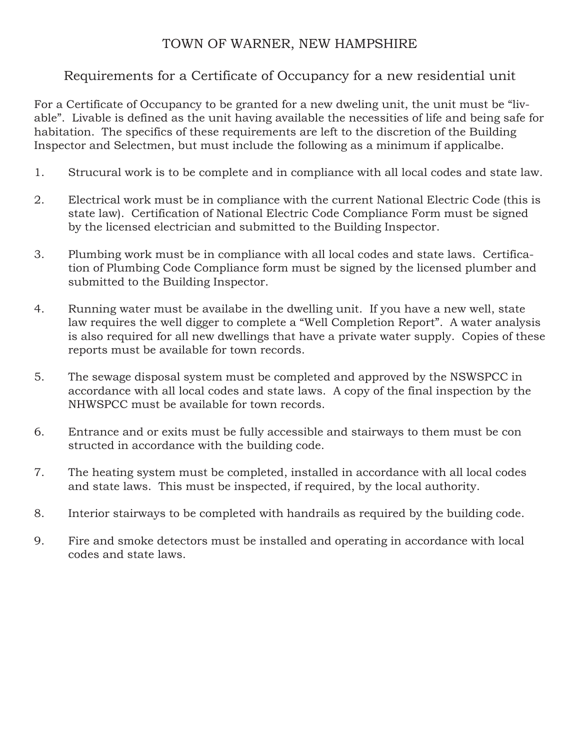# TOWN OF WARNER, NEW HAMPSHIRE

## Requirements for a Certificate of Occupancy for a new residential unit

For a Certificate of Occupancy to be granted for a new dweling unit, the unit must be "livable". Livable is defined as the unit having available the necessities of life and being safe for habitation. The specifics of these requirements are left to the discretion of the Building Inspector and Selectmen, but must include the following as a minimum if applicalbe.

1. Strucural work is to be complete and in compliance with all local codes and state law.
2. Electrical work must be in compliance with the current National Electric Code (this is state law). Certification of National Electric Code Compliance Form must be signed by the licensed electrician and submitted to the Building Inspector.
3. Plumbing work must be in compliance with all local codes and state laws. Certification of Plumbing Code Compliance form must be signed by the licensed plumber and submitted to the Building Inspector.
4. Running water must be availabe in the dwelling unit. If you have a new well, state law requires the well digger to complete a "Well Completion Report". A water analysis is also required for all new dwellings that have a private water supply. Copies of these reports must be available for town records.
5. The sewage disposal system must be completed and approved by the NSWSPCC in accordance with all local codes and state laws. A copy of the final inspection by the NHWSPCC must be available for town records.
6. Entrance and or exits must be fully accessible and stairways to them must be con structed in accordance with the building code.
7. The heating system must be completed, installed in accordance with all local codes and state laws. This must be inspected, if required, by the local authority.
8. Interior stairways to be completed with handrails as required by the building code.
9. Fire and smoke detectors must be installed and operating in accordance with local codes and state laws.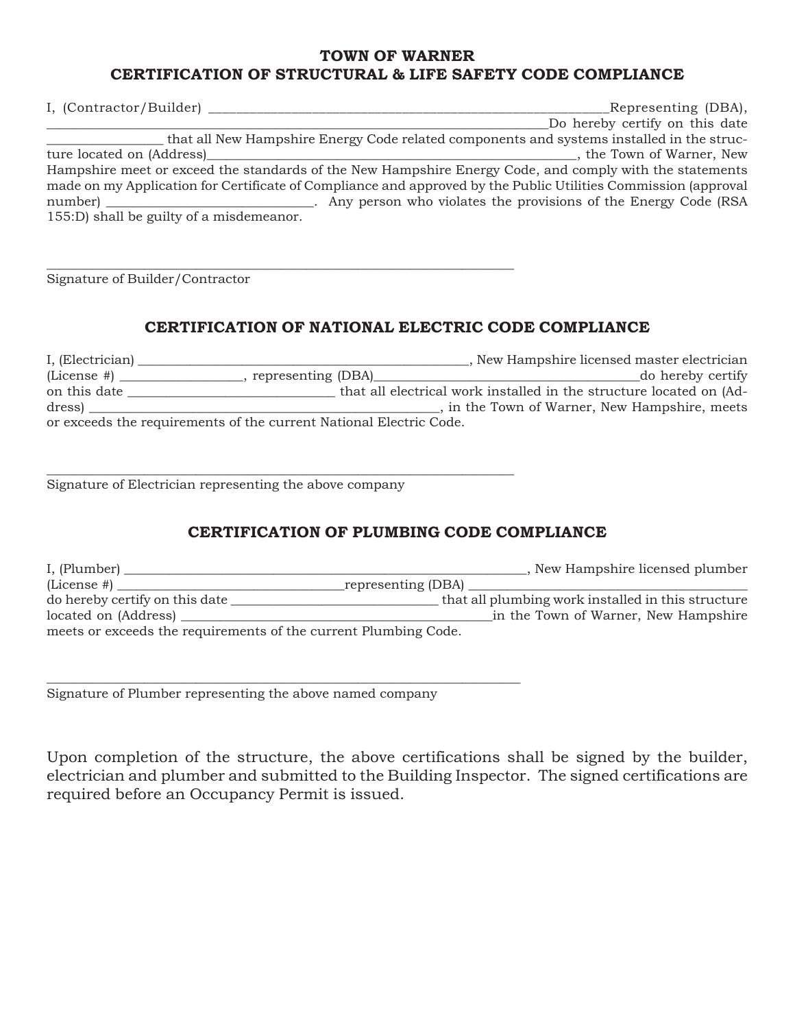## TOWN OF WARNER
## CERTIFICATION OF STRUCTURAL & LIFE SAFETY CODE COMPLIANCE

I, (Contractor/Builder) ____________________________________________________________Representing (DBA), ____________________________________________________________________________Do hereby certify on this date _________________ that all New Hampshire Energy Code related components and systems installed in the structure located on (Address)_________________________________________________________, the Town of Warner, New Hampshire meet or exceed the standards of the New Hampshire Energy Code, and comply with the statements made on my Application for Certificate of Compliance and approved by the Public Utilities Commission (approval number) _______________________________. Any person who violates the provisions of the Energy Code (RSA 155:D) shall be guilty of a misdemeanor.

______________________________________________________________________

Signature of Builder/Contractor

## CERTIFICATION OF NATIONAL ELECTRIC CODE COMPLIANCE

I, (Electrician) ___________________________________________________, New Hampshire licensed master electrician (License #) __________________, representing (DBA)_________________________________________do hereby certify on this date _______________________________ that all electrical work installed in the structure located on (Address) ______________________________________________________, in the Town of Warner, New Hampshire, meets or exceeds the requirements of the current National Electric Code.

______________________________________________________________________

Signature of Electrician representing the above company

## CERTIFICATION OF PLUMBING CODE COMPLIANCE

I, (Plumber) _______________________________________________________________, New Hampshire licensed plumber (License #) ___________________________________representing (DBA) ___________________________________________ do hereby certify on this date _______________________________ that all plumbing work installed in this structure located on (Address) ________________________________________________in the Town of Warner, New Hampshire meets or exceeds the requirements of the current Plumbing Code.

______________________________________________________________________

Signature of Plumber representing the above named company

Upon completion of the structure, the above certifications shall be signed by the builder, electrician and plumber and submitted to the Building Inspector. The signed certifications are required before an Occupancy Permit is issued.